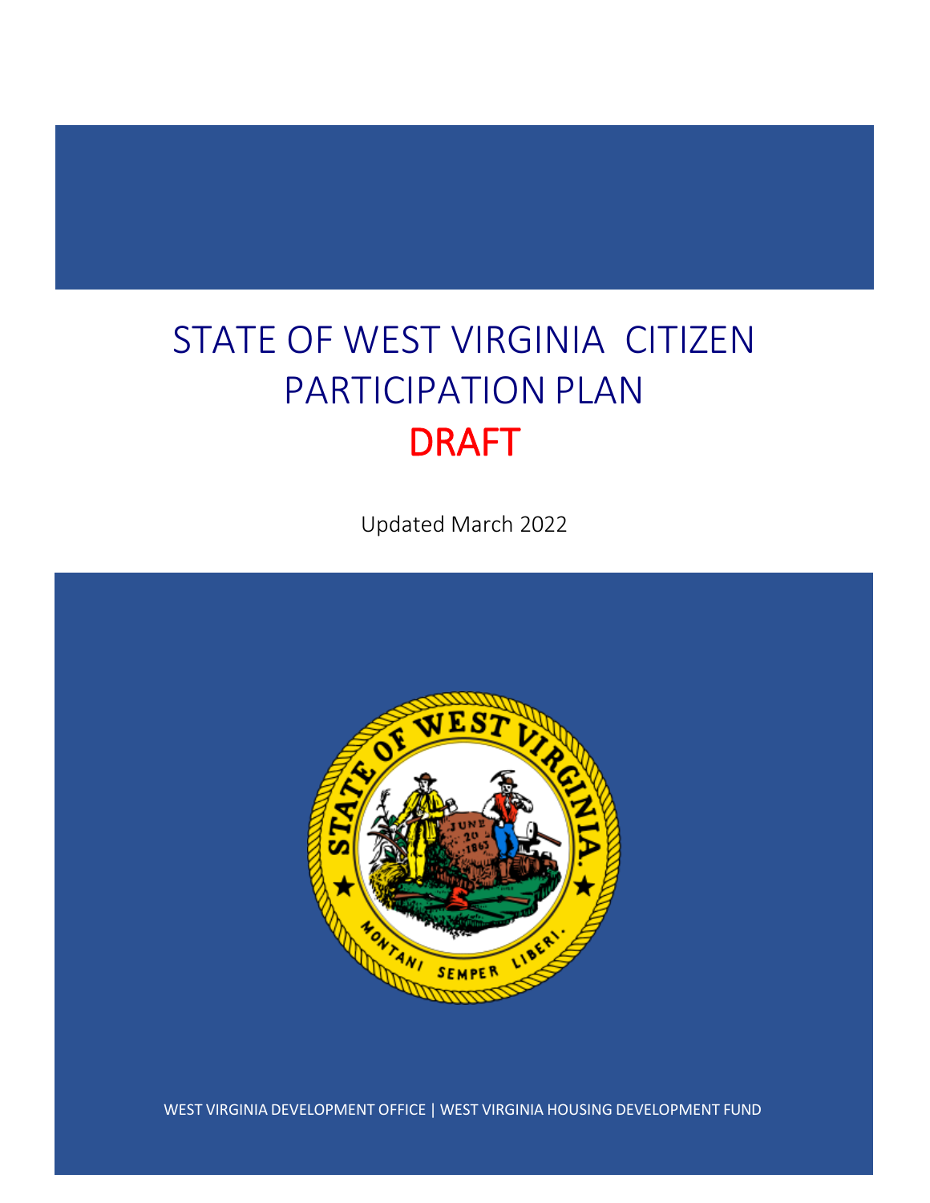# STATE OF WEST VIRGINIA CITIZEN PARTICIPATION PLAN

# DRAFT

Updated March 2022

WEST VIRGINIA DEVELOPMENT OFFICE | WEST VIRGINIA HOUSING DEVELOPMENT FUND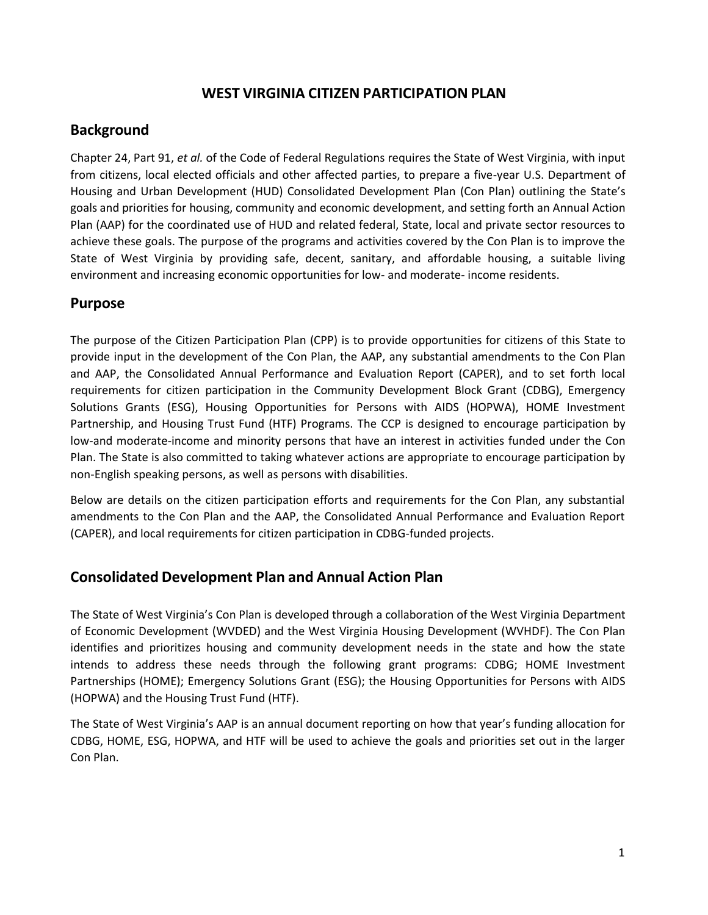# WEST VIRGINIA CITIZEN PARTICIPATION PLAN

## Background

Chapter 24, Part 91, *et al.* of the Code of Federal Regulations requires the State of West Virginia, with input from citizens, local elected officials and other affected parties, to prepare a five-year U.S. Department of Housing and Urban Development (HUD) Consolidated Development Plan (Con Plan) outlining the State's goals and priorities for housing, community and economic development, and setting forth an Annual Action Plan (AAP) for the coordinated use of HUD and related federal, State, local and private sector resources to achieve these goals. The purpose of the programs and activities covered by the Con Plan is to improve the State of West Virginia by providing safe, decent, sanitary, and affordable housing, a suitable living environment and increasing economic opportunities for low- and moderate- income residents.

## Purpose

The purpose of the Citizen Participation Plan (CPP) is to provide opportunities for citizens of this State to provide input in the development of the Con Plan, the AAP, any substantial amendments to the Con Plan and AAP, the Consolidated Annual Performance and Evaluation Report (CAPER), and to set forth local requirements for citizen participation in the Community Development Block Grant (CDBG), Emergency Solutions Grants (ESG), Housing Opportunities for Persons with AIDS (HOPWA), HOME Investment Partnership, and Housing Trust Fund (HTF) Programs. The CCP is designed to encourage participation by low-and moderate-income and minority persons that have an interest in activities funded under the Con Plan. The State is also committed to taking whatever actions are appropriate to encourage participation by non-English speaking persons, as well as persons with disabilities.

Below are details on the citizen participation efforts and requirements for the Con Plan, any substantial amendments to the Con Plan and the AAP, the Consolidated Annual Performance and Evaluation Report (CAPER), and local requirements for citizen participation in CDBG-funded projects.

## Consolidated Development Plan and Annual Action Plan

The State of West Virginia's Con Plan is developed through a collaboration of the West Virginia Department of Economic Development (WVDED) and the West Virginia Housing Development (WVHDF). The Con Plan identifies and prioritizes housing and community development needs in the state and how the state intends to address these needs through the following grant programs: CDBG; HOME Investment Partnerships (HOME); Emergency Solutions Grant (ESG); the Housing Opportunities for Persons with AIDS (HOPWA) and the Housing Trust Fund (HTF).

The State of West Virginia's AAP is an annual document reporting on how that year's funding allocation for CDBG, HOME, ESG, HOPWA, and HTF will be used to achieve the goals and priorities set out in the larger Con Plan.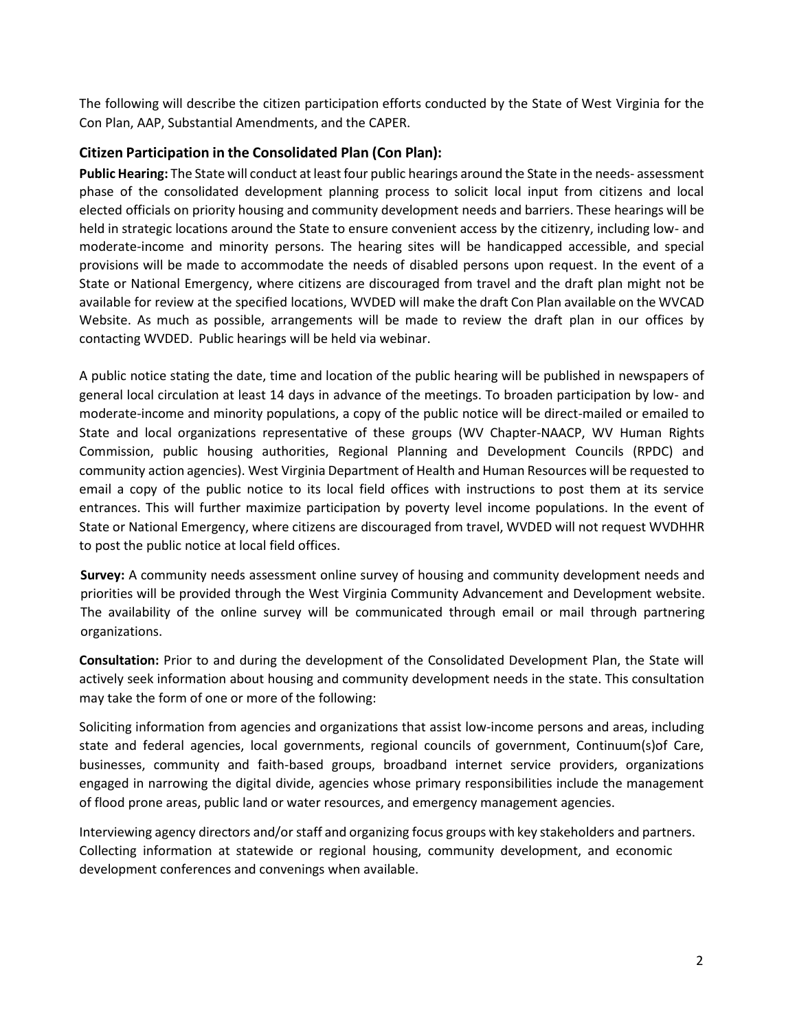The following will describe the citizen participation efforts conducted by the State of West Virginia for the Con Plan, AAP, Substantial Amendments, and the CAPER.

### Citizen Participation in the Consolidated Plan (Con Plan):

**Public Hearing:** The State will conduct at least four public hearings around the State in the needs- assessment phase of the consolidated development planning process to solicit local input from citizens and local elected officials on priority housing and community development needs and barriers. These hearings will be held in strategic locations around the State to ensure convenient access by the citizenry, including low- and moderate-income and minority persons. The hearing sites will be handicapped accessible, and special provisions will be made to accommodate the needs of disabled persons upon request. In the event of a State or National Emergency, where citizens are discouraged from travel and the draft plan might not be available for review at the specified locations, WVDED will make the draft Con Plan available on the WVCAD Website. As much as possible, arrangements will be made to review the draft plan in our offices by contacting WVDED. Public hearings will be held via webinar.

A public notice stating the date, time and location of the public hearing will be published in newspapers of general local circulation at least 14 days in advance of the meetings. To broaden participation by low- and moderate-income and minority populations, a copy of the public notice will be direct-mailed or emailed to State and local organizations representative of these groups (WV Chapter-NAACP, WV Human Rights Commission, public housing authorities, Regional Planning and Development Councils (RPDC) and community action agencies). West Virginia Department of Health and Human Resources will be requested to email a copy of the public notice to its local field offices with instructions to post them at its service entrances. This will further maximize participation by poverty level income populations. In the event of State or National Emergency, where citizens are discouraged from travel, WVDED will not request WVDHHR to post the public notice at local field offices.

**Survey:** A community needs assessment online survey of housing and community development needs and priorities will be provided through the West Virginia Community Advancement and Development website. The availability of the online survey will be communicated through email or mail through partnering organizations.

**Consultation:** Prior to and during the development of the Consolidated Development Plan, the State will actively seek information about housing and community development needs in the state. This consultation may take the form of one or more of the following:

Soliciting information from agencies and organizations that assist low-income persons and areas, including state and federal agencies, local governments, regional councils of government, Continuum(s)of Care, businesses, community and faith-based groups, broadband internet service providers, organizations engaged in narrowing the digital divide, agencies whose primary responsibilities include the management of flood prone areas, public land or water resources, and emergency management agencies.

Interviewing agency directors and/or staff and organizing focus groups with key stakeholders and partners. Collecting information at statewide or regional housing, community development, and economic development conferences and convenings when available.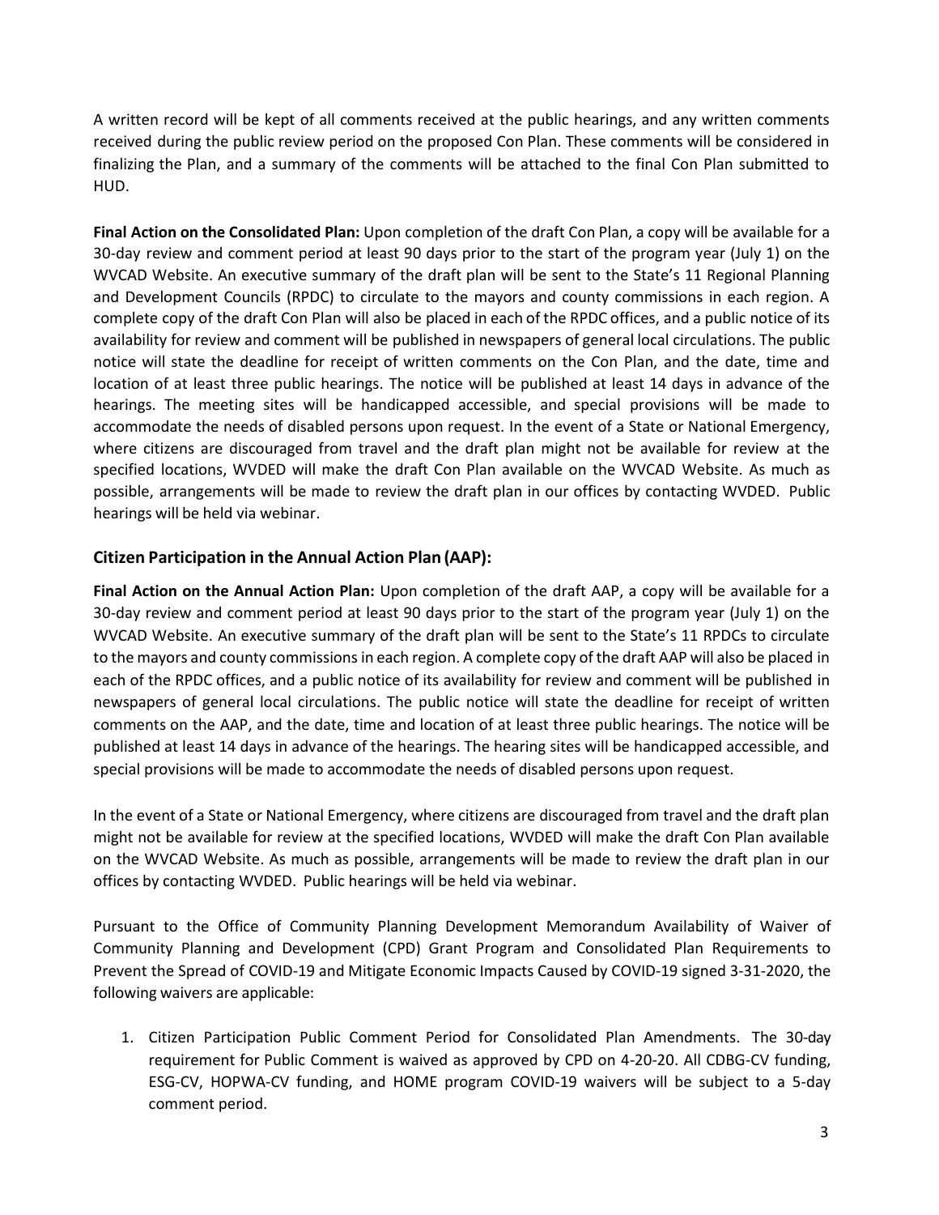A written record will be kept of all comments received at the public hearings, and any written comments received during the public review period on the proposed Con Plan. These comments will be considered in finalizing the Plan, and a summary of the comments will be attached to the final Con Plan submitted to HUD.

**Final Action on the Consolidated Plan:** Upon completion of the draft Con Plan, a copy will be available for a 30-day review and comment period at least 90 days prior to the start of the program year (July 1) on the WVCAD Website. An executive summary of the draft plan will be sent to the State's 11 Regional Planning and Development Councils (RPDC) to circulate to the mayors and county commissions in each region. A complete copy of the draft Con Plan will also be placed in each of the RPDC offices, and a public notice of its availability for review and comment will be published in newspapers of general local circulations. The public notice will state the deadline for receipt of written comments on the Con Plan, and the date, time and location of at least three public hearings. The notice will be published at least 14 days in advance of the hearings. The meeting sites will be handicapped accessible, and special provisions will be made to accommodate the needs of disabled persons upon request. In the event of a State or National Emergency, where citizens are discouraged from travel and the draft plan might not be available for review at the specified locations, WVDED will make the draft Con Plan available on the WVCAD Website. As much as possible, arrangements will be made to review the draft plan in our offices by contacting WVDED. Public hearings will be held via webinar.

### Citizen Participation in the Annual Action Plan (AAP):

**Final Action on the Annual Action Plan:** Upon completion of the draft AAP, a copy will be available for a 30-day review and comment period at least 90 days prior to the start of the program year (July 1) on the WVCAD Website. An executive summary of the draft plan will be sent to the State's 11 RPDCs to circulate to the mayors and county commissions in each region. A complete copy of the draft AAP will also be placed in each of the RPDC offices, and a public notice of its availability for review and comment will be published in newspapers of general local circulations. The public notice will state the deadline for receipt of written comments on the AAP, and the date, time and location of at least three public hearings. The notice will be published at least 14 days in advance of the hearings. The hearing sites will be handicapped accessible, and special provisions will be made to accommodate the needs of disabled persons upon request.

In the event of a State or National Emergency, where citizens are discouraged from travel and the draft plan might not be available for review at the specified locations, WVDED will make the draft Con Plan available on the WVCAD Website. As much as possible, arrangements will be made to review the draft plan in our offices by contacting WVDED. Public hearings will be held via webinar.

Pursuant to the Office of Community Planning Development Memorandum Availability of Waiver of Community Planning and Development (CPD) Grant Program and Consolidated Plan Requirements to Prevent the Spread of COVID-19 and Mitigate Economic Impacts Caused by COVID-19 signed 3-31-2020, the following waivers are applicable:

1. Citizen Participation Public Comment Period for Consolidated Plan Amendments. The 30-day requirement for Public Comment is waived as approved by CPD on 4-20-20. All CDBG-CV funding, ESG-CV, HOPWA-CV funding, and HOME program COVID-19 waivers will be subject to a 5-day comment period.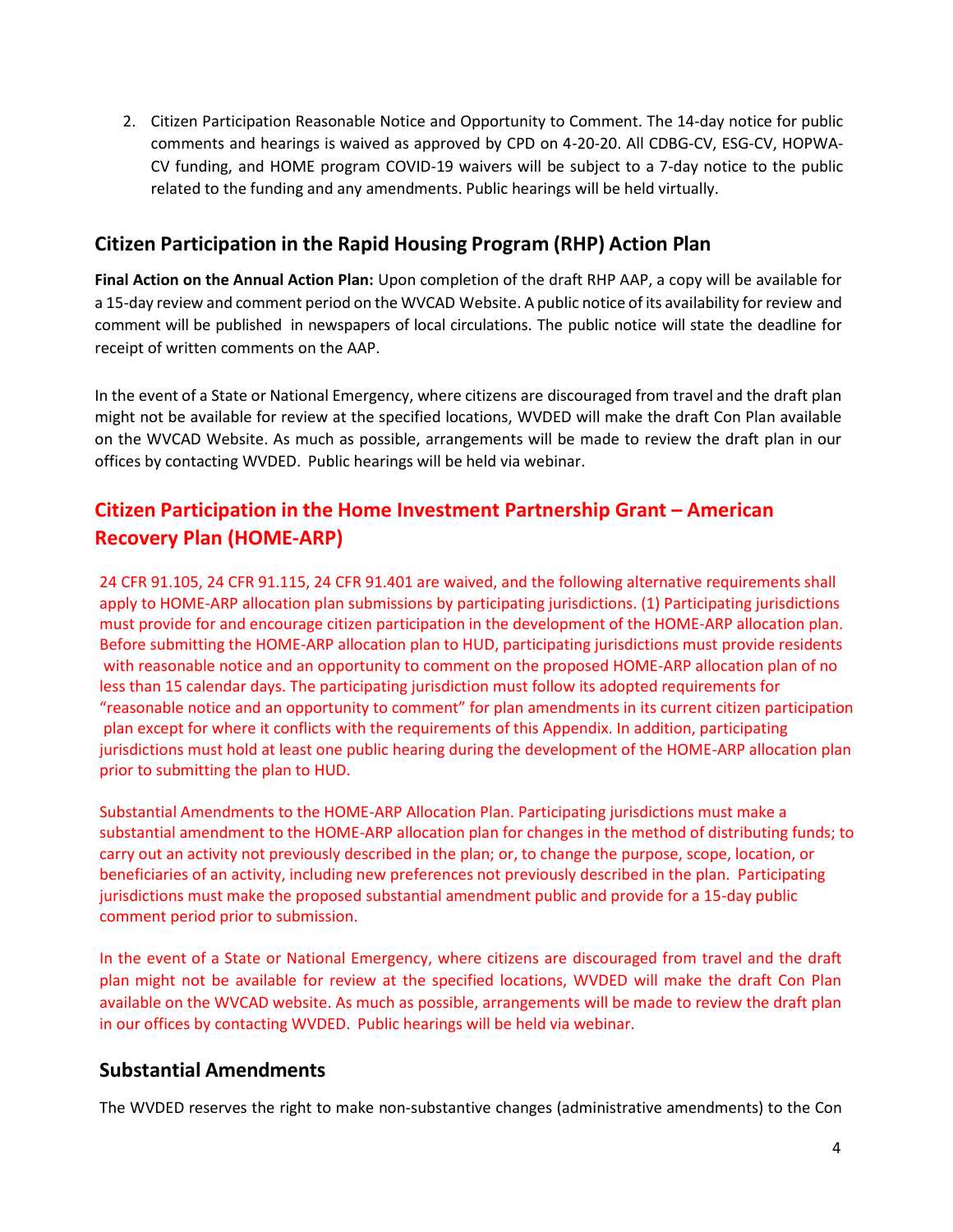2. Citizen Participation Reasonable Notice and Opportunity to Comment. The 14-day notice for public comments and hearings is waived as approved by CPD on 4-20-20. All CDBG-CV, ESG-CV, HOPWA-CV funding, and HOME program COVID-19 waivers will be subject to a 7-day notice to the public related to the funding and any amendments. Public hearings will be held virtually.

## Citizen Participation in the Rapid Housing Program (RHP) Action Plan

**Final Action on the Annual Action Plan:** Upon completion of the draft RHP AAP, a copy will be available for a 15-day review and comment period on the WVCAD Website. A public notice of its availability for review and comment will be published in newspapers of local circulations. The public notice will state the deadline for receipt of written comments on the AAP.

In the event of a State or National Emergency, where citizens are discouraged from travel and the draft plan might not be available for review at the specified locations, WVDED will make the draft Con Plan available on the WVCAD Website. As much as possible, arrangements will be made to review the draft plan in our offices by contacting WVDED. Public hearings will be held via webinar.

## Citizen Participation in the Home Investment Partnership Grant – American Recovery Plan (HOME-ARP)

24 CFR 91.105, 24 CFR 91.115, 24 CFR 91.401 are waived, and the following alternative requirements shall apply to HOME-ARP allocation plan submissions by participating jurisdictions. (1) Participating jurisdictions must provide for and encourage citizen participation in the development of the HOME-ARP allocation plan. Before submitting the HOME-ARP allocation plan to HUD, participating jurisdictions must provide residents with reasonable notice and an opportunity to comment on the proposed HOME-ARP allocation plan of no less than 15 calendar days. The participating jurisdiction must follow its adopted requirements for "reasonable notice and an opportunity to comment" for plan amendments in its current citizen participation plan except for where it conflicts with the requirements of this Appendix. In addition, participating jurisdictions must hold at least one public hearing during the development of the HOME-ARP allocation plan prior to submitting the plan to HUD.

Substantial Amendments to the HOME-ARP Allocation Plan. Participating jurisdictions must make a substantial amendment to the HOME-ARP allocation plan for changes in the method of distributing funds; to carry out an activity not previously described in the plan; or, to change the purpose, scope, location, or beneficiaries of an activity, including new preferences not previously described in the plan. Participating jurisdictions must make the proposed substantial amendment public and provide for a 15-day public comment period prior to submission.

In the event of a State or National Emergency, where citizens are discouraged from travel and the draft plan might not be available for review at the specified locations, WVDED will make the draft Con Plan available on the WVCAD website. As much as possible, arrangements will be made to review the draft plan in our offices by contacting WVDED. Public hearings will be held via webinar.

## Substantial Amendments

The WVDED reserves the right to make non-substantive changes (administrative amendments) to the Con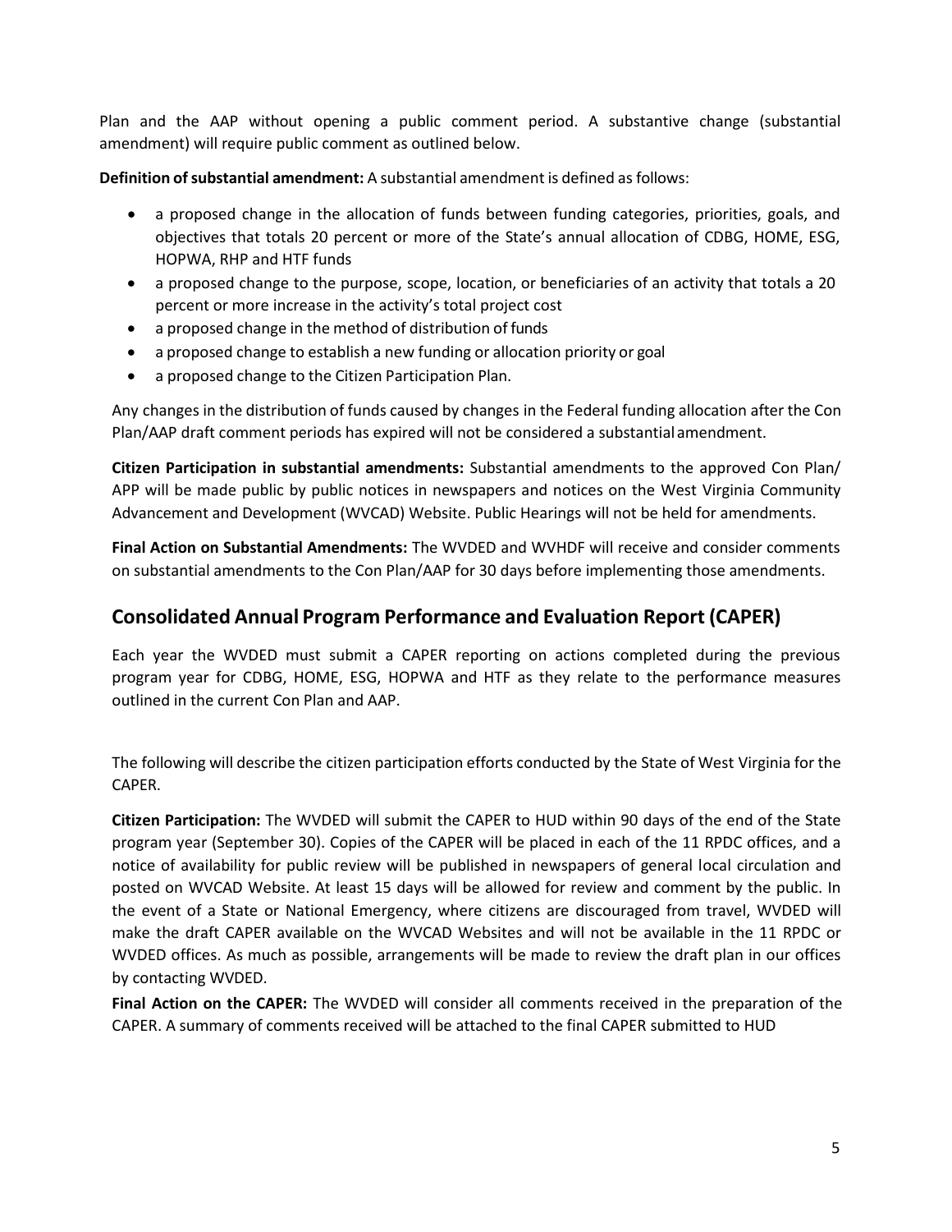Plan and the AAP without opening a public comment period. A substantive change (substantial amendment) will require public comment as outlined below.

**Definition of substantial amendment:** A substantial amendment is defined as follows:

- a proposed change in the allocation of funds between funding categories, priorities, goals, and objectives that totals 20 percent or more of the State's annual allocation of CDBG, HOME, ESG, HOPWA, RHP and HTF funds
- a proposed change to the purpose, scope, location, or beneficiaries of an activity that totals a 20 percent or more increase in the activity's total project cost
- a proposed change in the method of distribution of funds
- a proposed change to establish a new funding or allocation priority or goal
- a proposed change to the Citizen Participation Plan.

Any changes in the distribution of funds caused by changes in the Federal funding allocation after the Con Plan/AAP draft comment periods has expired will not be considered a substantial amendment.

**Citizen Participation in substantial amendments:** Substantial amendments to the approved Con Plan/ APP will be made public by public notices in newspapers and notices on the West Virginia Community Advancement and Development (WVCAD) Website. Public Hearings will not be held for amendments.

**Final Action on Substantial Amendments:** The WVDED and WVHDF will receive and consider comments on substantial amendments to the Con Plan/AAP for 30 days before implementing those amendments.

## Consolidated Annual Program Performance and Evaluation Report (CAPER)

Each year the WVDED must submit a CAPER reporting on actions completed during the previous program year for CDBG, HOME, ESG, HOPWA and HTF as they relate to the performance measures outlined in the current Con Plan and AAP.

The following will describe the citizen participation efforts conducted by the State of West Virginia for the CAPER.

**Citizen Participation:** The WVDED will submit the CAPER to HUD within 90 days of the end of the State program year (September 30). Copies of the CAPER will be placed in each of the 11 RPDC offices, and a notice of availability for public review will be published in newspapers of general local circulation and posted on WVCAD Website. At least 15 days will be allowed for review and comment by the public. In the event of a State or National Emergency, where citizens are discouraged from travel, WVDED will make the draft CAPER available on the WVCAD Websites and will not be available in the 11 RPDC or WVDED offices. As much as possible, arrangements will be made to review the draft plan in our offices by contacting WVDED.

**Final Action on the CAPER:** The WVDED will consider all comments received in the preparation of the CAPER. A summary of comments received will be attached to the final CAPER submitted to HUD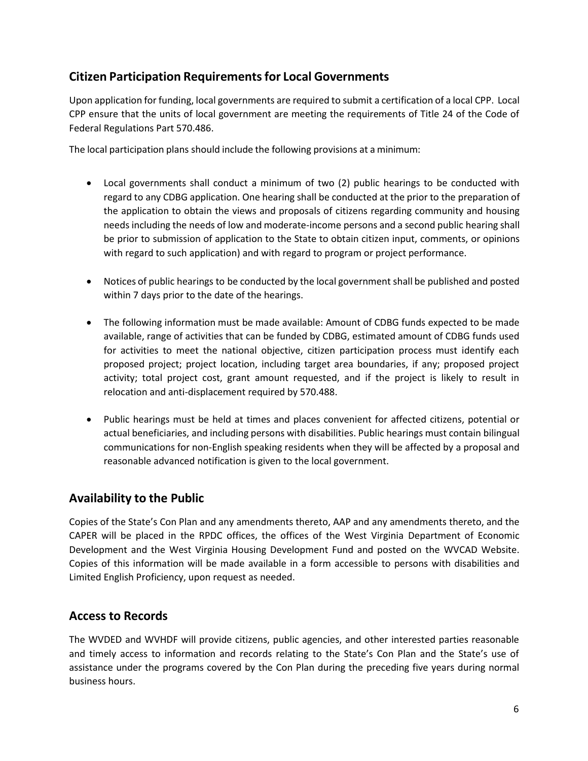## Citizen Participation Requirements for Local Governments

Upon application for funding, local governments are required to submit a certification of a local CPP. Local CPP ensure that the units of local government are meeting the requirements of Title 24 of the Code of Federal Regulations Part 570.486.

The local participation plans should include the following provisions at a minimum:

- Local governments shall conduct a minimum of two (2) public hearings to be conducted with regard to any CDBG application. One hearing shall be conducted at the prior to the preparation of the application to obtain the views and proposals of citizens regarding community and housing needs including the needs of low and moderate-income persons and a second public hearing shall be prior to submission of application to the State to obtain citizen input, comments, or opinions with regard to such application) and with regard to program or project performance.

- Notices of public hearings to be conducted by the local government shall be published and posted within 7 days prior to the date of the hearings.

- The following information must be made available: Amount of CDBG funds expected to be made available, range of activities that can be funded by CDBG, estimated amount of CDBG funds used for activities to meet the national objective, citizen participation process must identify each proposed project; project location, including target area boundaries, if any; proposed project activity; total project cost, grant amount requested, and if the project is likely to result in relocation and anti-displacement required by 570.488.

- Public hearings must be held at times and places convenient for affected citizens, potential or actual beneficiaries, and including persons with disabilities. Public hearings must contain bilingual communications for non-English speaking residents when they will be affected by a proposal and reasonable advanced notification is given to the local government.

## Availability to the Public

Copies of the State's Con Plan and any amendments thereto, AAP and any amendments thereto, and the CAPER will be placed in the RPDC offices, the offices of the West Virginia Department of Economic Development and the West Virginia Housing Development Fund and posted on the WVCAD Website. Copies of this information will be made available in a form accessible to persons with disabilities and Limited English Proficiency, upon request as needed.

## Access to Records

The WVDED and WVHDF will provide citizens, public agencies, and other interested parties reasonable and timely access to information and records relating to the State's Con Plan and the State's use of assistance under the programs covered by the Con Plan during the preceding five years during normal business hours.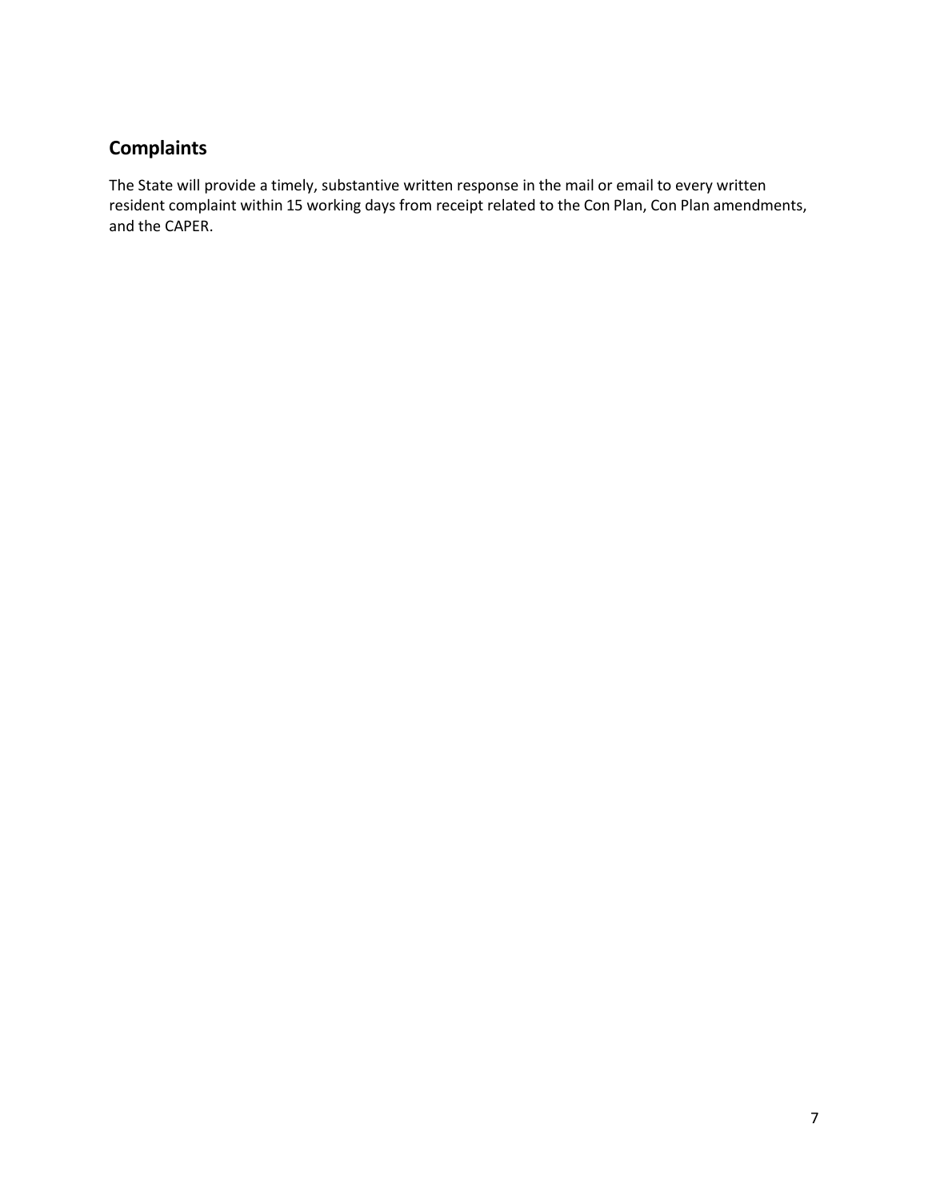## Complaints

The State will provide a timely, substantive written response in the mail or email to every written resident complaint within 15 working days from receipt related to the Con Plan, Con Plan amendments, and the CAPER.